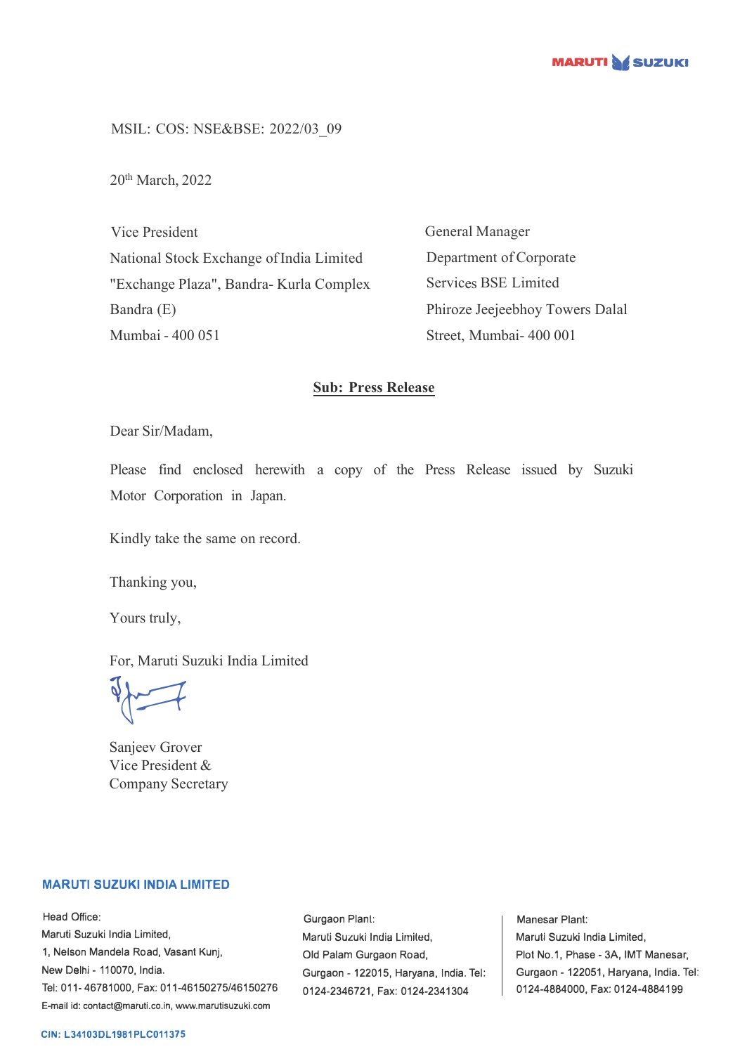MARUTI SUZUKI

MSIL: COS: NSE&BSE: 2022/03_09

20th March, 2022

Vice President
National Stock Exchange of India Limited
"Exchange Plaza", Bandra- Kurla Complex
Bandra (E)
Mumbai - 400 051

General Manager
Department of Corporate
Services BSE Limited
Phiroze Jeejeebhoy Towers Dalal
Street, Mumbai- 400 001

**Sub: Press Release**

Dear Sir/Madam,

Please find enclosed herewith a copy of the Press Release issued by Suzuki Motor Corporation in Japan.

Kindly take the same on record.

Thanking you,

Yours truly,

For, Maruti Suzuki India Limited

Sanjeev Grover
Vice President &
Company Secretary

**MARUTI SUZUKI INDIA LIMITED**

Head Office:
Maruti Suzuki India Limited,
1, Nelson Mandela Road, Vasant Kunj,
New Delhi - 110070, India.
Tel: 011- 46781000, Fax: 011-46150275/46150276
E-mail id: contact@maruti.co.in, www.marutisuzuki.com

Gurgaon Plant:
Maruti Suzuki India Limited,
Old Palam Gurgaon Road,
Gurgaon - 122015, Haryana, India. Tel:
0124-2346721, Fax: 0124-2341304

Manesar Plant:
Maruti Suzuki India Limited,
Plot No.1, Phase - 3A, IMT Manesar,
Gurgaon - 122051, Haryana, India. Tel:
0124-4884000, Fax: 0124-4884199

CIN: L34103DL1981PLC011375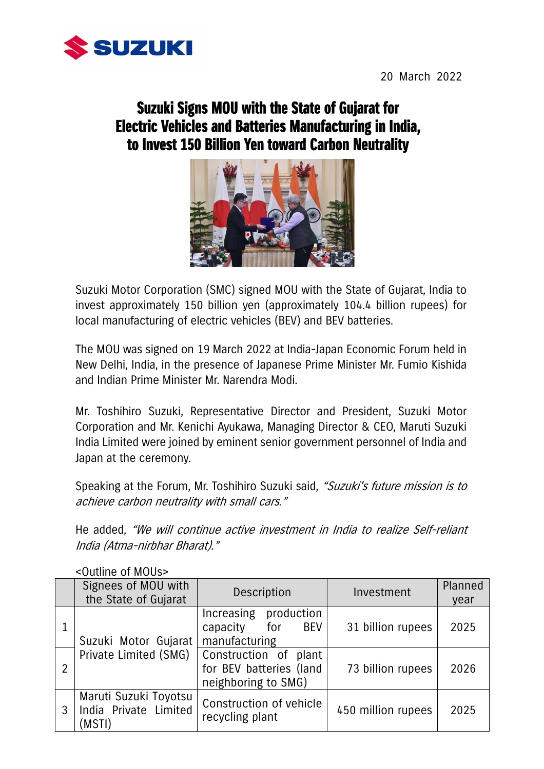20 March 2022

# Suzuki Signs MOU with the State of Gujarat for Electric Vehicles and Batteries Manufacturing in India, to Invest 150 Billion Yen toward Carbon Neutrality

Suzuki Motor Corporation (SMC) signed MOU with the State of Gujarat, India to invest approximately 150 billion yen (approximately 104.4 billion rupees) for local manufacturing of electric vehicles (BEV) and BEV batteries.

The MOU was signed on 19 March 2022 at India-Japan Economic Forum held in New Delhi, India, in the presence of Japanese Prime Minister Mr. Fumio Kishida and Indian Prime Minister Mr. Narendra Modi.

Mr. Toshihiro Suzuki, Representative Director and President, Suzuki Motor Corporation and Mr. Kenichi Ayukawa, Managing Director & CEO, Maruti Suzuki India Limited were joined by eminent senior government personnel of India and Japan at the ceremony.

Speaking at the Forum, Mr. Toshihiro Suzuki said, *"Suzuki's future mission is to achieve carbon neutrality with small cars."*

He added, *"We will continue active investment in India to realize Self-reliant India (Atma-nirbhar Bharat)."*

<Outline of MOUs>

| | Signees of MOU with the State of Gujarat | Description | Investment | Planned year |
|---|---|---|---|---|
| 1 | Suzuki Motor Gujarat Private Limited (SMG) | Increasing production capacity for BEV manufacturing | 31 billion rupees | 2025 |
| 2 | | Construction of plant for BEV batteries (land neighboring to SMG) | 73 billion rupees | 2026 |
| 3 | Maruti Suzuki Toyotsu India Private Limited (MSTI) | Construction of vehicle recycling plant | 450 million rupees | 2025 |